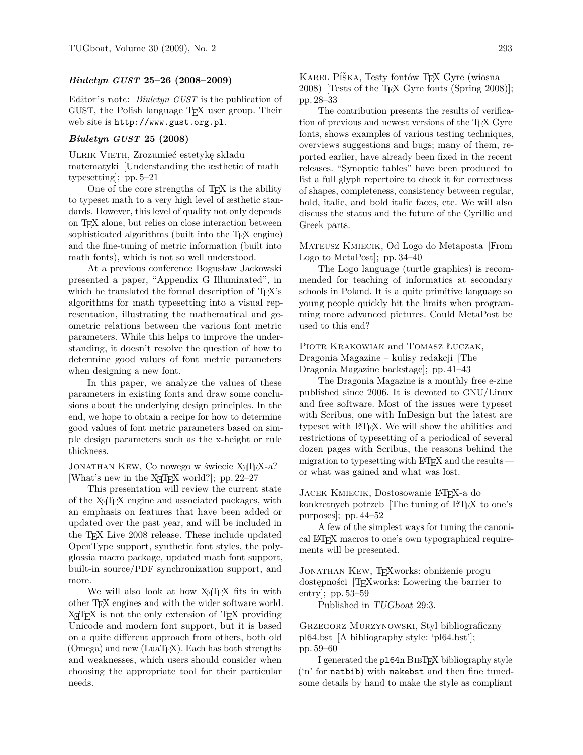### *Biuletyn GUST* 25–26 (2008–2009)

Editor's note: *Biuletyn GUST* is the publication of GUST, the Polish language TEX user group. Their web site is http://www.gust.org.pl.

### *Biuletyn GUST* 25 (2008)

Ulrik Vieth, Zrozumieć estetykę składu matematyki [Understanding the æsthetic of math typesetting]; pp. 5–21

One of the core strengths of TEX is the ability to typeset math to a very high level of æsthetic standards. However, this level of quality not only depends on TEX alone, but relies on close interaction between sophisticated algorithms (built into the TEX engine) and the fine-tuning of metric information (built into math fonts), which is not so well understood.

At a previous conference Bogusław Jackowski presented a paper, "Appendix G Illuminated", in which he translated the formal description of TEX's algorithms for math typesetting into a visual representation, illustrating the mathematical and geometric relations between the various font metric parameters. While this helps to improve the understanding, it doesn't resolve the question of how to determine good values of font metric parameters when designing a new font.

In this paper, we analyze the values of these parameters in existing fonts and draw some conclusions about the underlying design principles. In the end, we hope to obtain a recipe for how to determine good values of font metric parameters based on simple design parameters such as the x-height or rule thickness.

Jonathan Kew, Co nowego w świecie XƎTEX-a? [What's new in the XƎTEX world?]; pp. 22–27

This presentation will review the current state of the XƎTEX engine and associated packages, with an emphasis on features that have been added or updated over the past year, and will be included in the TEX Live 2008 release. These include updated OpenType support, synthetic font styles, the polyglossia macro package, updated math font support, built-in source/PDF synchronization support, and more.

We will also look at how XƎTEX fits in with other TEX engines and with the wider software world. XƎTEX is not the only extension of TEX providing Unicode and modern font support, but it is based on a quite different approach from others, both old (Omega) and new (LuaTEX). Each has both strengths and weaknesses, which users should consider when choosing the appropriate tool for their particular needs.

Karel Píška, Testy fontów TEX Gyre (wiosna 2008) [Tests of the TEX Gyre fonts (Spring 2008)]; pp. 28–33

The contribution presents the results of verification of previous and newest versions of the TEX Gyre fonts, shows examples of various testing techniques, overviews suggestions and bugs; many of them, reported earlier, have already been fixed in the recent releases. "Synoptic tables" have been produced to list a full glyph repertoire to check it for correctness of shapes, completeness, consistency between regular, bold, italic, and bold italic faces, etc. We will also discuss the status and the future of the Cyrillic and Greek parts.

Mateusz Kmiecik, Od Logo do Metaposta [From Logo to MetaPost]; pp. 34–40

The Logo language (turtle graphics) is recommended for teaching of informatics at secondary schools in Poland. It is a quite primitive language so young people quickly hit the limits when programming more advanced pictures. Could MetaPost be used to this end?

Piotr Krakowiak and Tomasz Łuczak, Dragonia Magazine – kulisy redakcji [The Dragonia Magazine backstage]; pp. 41–43

The Dragonia Magazine is a monthly free e-zine published since 2006. It is devoted to GNU/Linux and free software. Most of the issues were typeset with Scribus, one with InDesign but the latest are typeset with LATEX. We will show the abilities and restrictions of typesetting of a periodical of several dozen pages with Scribus, the reasons behind the migration to typesetting with LATEX and the results — or what was gained and what was lost.

Jacek Kmiecik, Dostosowanie LATEX-a do konkretnych potrzeb [The tuning of LATEX to one's purposes]; pp. 44–52

A few of the simplest ways for tuning the canonical LATEX macros to one's own typographical requirements will be presented.

Jonathan Kew, TEXworks: obniżenie progu dostępności [TEXworks: Lowering the barrier to entry]; pp. 53–59

Published in *TUGboat* 29:3.

Grzegorz Murzynowski, Styl bibliograficzny pl64.bst [A bibliography style: 'pl64.bst']; pp. 59–60

I generated the `pl64n` BIBTEX bibliography style ('n' for `natbib`) with `makebst` and then fine tunedsome details by hand to make the style as compliant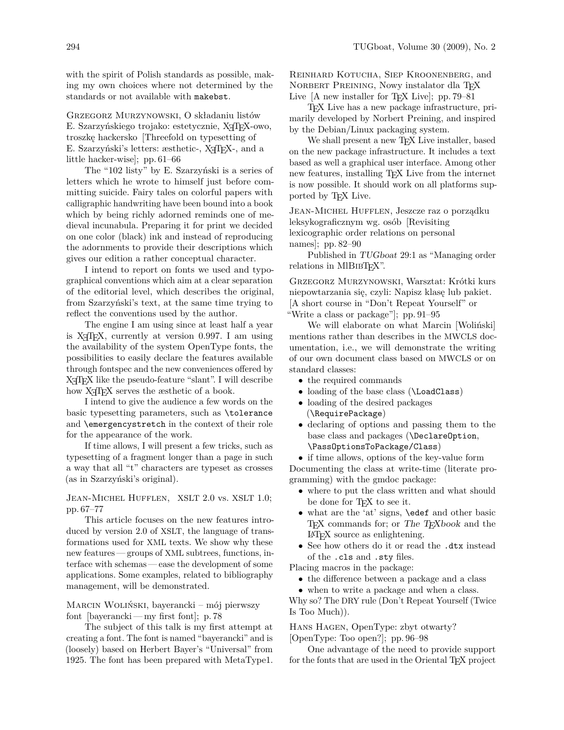with the spirit of Polish standards as possible, making my own choices where not determined by the standards or not available with makebst.

Grzegorz Murzynowski, O składaniu listów E. Szarzyńskiego trojako: estetycznie, XƎTEX-owo, troszkę hackersko [Threefold on typesetting of E. Szarzyński's letters: æsthetic-, XƎTEX-, and a little hacker-wise]; pp. 61–66

The "102 listy" by E. Szarzyński is a series of letters which he wrote to himself just before committing suicide. Fairy tales on colorful papers with calligraphic handwriting have been bound into a book which by being richly adorned reminds one of medieval incunabula. Preparing it for print we decided on one color (black) ink and instead of reproducing the adornments to provide their descriptions which gives our edition a rather conceptual character.

I intend to report on fonts we used and typographical conventions which aim at a clear separation of the editorial level, which describes the original, from Szarzyński's text, at the same time trying to reflect the conventions used by the author.

The engine I am using since at least half a year is XƎTEX, currently at version 0.997. I am using the availability of the system OpenType fonts, the possibilities to easily declare the features available through fontspec and the new conveniences offered by XƎTEX like the pseudo-feature "slant". I will describe how XƎTEX serves the æsthetic of a book.

I intend to give the audience a few words on the basic typesetting parameters, such as `\tolerance` and `\emergencystretch` in the context of their role for the appearance of the work.

If time allows, I will present a few tricks, such as typesetting of a fragment longer than a page in such a way that all "t" characters are typeset as crosses (as in Szarzyński's original).

Jean-Michel Hufflen, XSLT 2.0 vs. XSLT 1.0; pp. 67–77

This article focuses on the new features introduced by version 2.0 of XSLT, the language of transformations used for XML texts. We show why these new features — groups of XML subtrees, functions, interface with schemas — ease the development of some applications. Some examples, related to bibliography management, will be demonstrated.

Marcin Woliński, bayerancki – mój pierwszy font [bayerancki — my first font]; p. 78

The subject of this talk is my first attempt at creating a font. The font is named "bayerancki" and is (loosely) based on Herbert Bayer's "Universal" from 1925. The font has been prepared with MetaType1.

Reinhard Kotucha, Siep Kroonenberg, and Norbert Preining, Nowy instalator dla TEX Live [A new installer for TEX Live]; pp. 79–81

TEX Live has a new package infrastructure, primarily developed by Norbert Preining, and inspired by the Debian/Linux packaging system.

We shall present a new TEX Live installer, based on the new package infrastructure. It includes a text based as well a graphical user interface. Among other new features, installing TEX Live from the internet is now possible. It should work on all platforms supported by TEX Live.

Jean-Michel Hufflen, Jeszcze raz o porządku leksykograficznym wg. osób [Revisiting lexicographic order relations on personal names]; pp. 82–90

Published in *TUGboat* 29:1 as "Managing order relations in MlBIBTEX".

Grzegorz Murzynowski, Warsztat: Krótki kurs niepowtarzania się, czyli: Napisz klasę lub pakiet. [A short course in "Don't Repeat Yourself" or "Write a class or package"]; pp. 91–95

We will elaborate on what Marcin [Woliński] mentions rather than describes in the MWCLS documentation, i.e., we will demonstrate the writing of our own document class based on MWCLS or on standard classes:

- the required commands
- loading of the base class (`\LoadClass`)
- loading of the desired packages (`\RequirePackage`)
- declaring of options and passing them to the base class and packages (`\DeclareOption`, `\PassOptionsToPackage/Class`)
- if time allows, options of the key-value form

Documenting the class at write-time (literate programming) with the gmdoc package:

- where to put the class written and what should be done for TEX to see it.
- what are the 'at' signs, `\edef` and other basic TEX commands for; or *The TEXbook* and the LATEX source as enlightening.
- See how others do it or read the `.dtx` instead of the `.cls` and `.sty` files.

Placing macros in the package:

- the difference between a package and a class
- when to write a package and when a class.

Why so? The DRY rule (Don't Repeat Yourself (Twice Is Too Much)).

Hans Hagen, OpenType: zbyt otwarty? [OpenType: Too open?]; pp. 96–98

One advantage of the need to provide support for the fonts that are used in the Oriental TEX project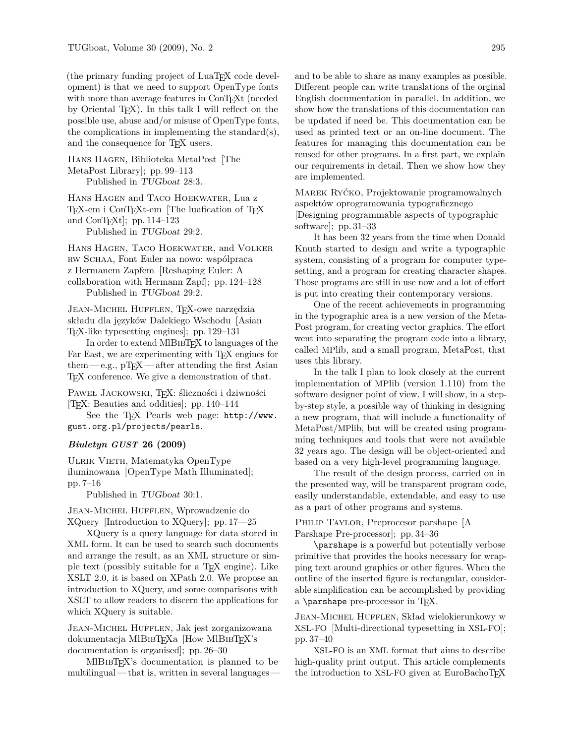(the primary funding project of LuaTeX code development) is that we need to support OpenType fonts with more than average features in ConTeXt (needed by Oriental TeX). In this talk I will reflect on the possible use, abuse and/or misuse of OpenType fonts, the complications in implementing the standard(s), and the consequence for TeX users.

Hans Hagen, Biblioteka MetaPost [The MetaPost Library]; pp. 99–113

Published in *TUGboat* 28:3.

Hans Hagen and Taco Hoekwater, Lua z TeX-em i ConTeXt-em [The luafication of TeX and ConTeXt]; pp. 114–123

Published in *TUGboat* 29:2.

Hans Hagen, Taco Hoekwater, and Volker RW Schaa, Font Euler na nowo: współpraca z Hermanem Zapfem [Reshaping Euler: A collaboration with Hermann Zapf]; pp. 124–128

Published in *TUGboat* 29:2.

Jean-Michel Hufflen, TeX-owe narzędzia składu dla języków Dalekiego Wschodu [Asian TeX-like typesetting engines]; pp. 129–131

In order to extend MlBibTeX to languages of the Far East, we are experimenting with TeX engines for them — e.g., pTeX — after attending the first Asian TeX conference. We give a demonstration of that.

Paweł Jackowski, TeX: śliczności i dziwności [TeX: Beauties and oddities]; pp. 140–144

See the TeX Pearls web page: http://www.gust.org.pl/projects/pearls.

### *Biuletyn GUST* 26 (2009)

Ulrik Vieth, Matematyka OpenType iluminowana [OpenType Math Illuminated]; pp. 7–16

Published in *TUGboat* 30:1.

Jean-Michel Hufflen, Wprowadzenie do XQuery [Introduction to XQuery]; pp. 17—25

XQuery is a query language for data stored in XML form. It can be used to search such documents and arrange the result, as an XML structure or simple text (possibly suitable for a TeX engine). Like XSLT 2.0, it is based on XPath 2.0. We propose an introduction to XQuery, and some comparisons with XSLT to allow readers to discern the applications for which XQuery is suitable.

Jean-Michel Hufflen, Jak jest zorganizowana dokumentacja MlBibTeXa [How MlBibTeX's documentation is organised]; pp. 26–30

MlBibTeX's documentation is planned to be multilingual — that is, written in several languages — and to be able to share as many examples as possible. Different people can write translations of the orginal English documentation in parallel. In addition, we show how the translations of this documentation can be updated if need be. This documentation can be used as printed text or an on-line document. The features for managing this documentation can be reused for other programs. In a first part, we explain our requirements in detail. Then we show how they are implemented.

Marek Ryćko, Projektowanie programowalnych aspektów oprogramowania typograficznego [Designing programmable aspects of typographic software]; pp. 31–33

It has been 32 years from the time when Donald Knuth started to design and write a typographic system, consisting of a program for computer typesetting, and a program for creating character shapes. Those programs are still in use now and a lot of effort is put into creating their contemporary versions.

One of the recent achievements in programming in the typographic area is a new version of the MetaPost program, for creating vector graphics. The effort went into separating the program code into a library, called MPlib, and a small program, MetaPost, that uses this library.

In the talk I plan to look closely at the current implementation of MPlib (version 1.110) from the software designer point of view. I will show, in a step-by-step style, a possible way of thinking in designing a new program, that will include a functionality of MetaPost/MPlib, but will be created using programming techniques and tools that were not available 32 years ago. The design will be object-oriented and based on a very high-level programming language.

The result of the design process, carried on in the presented way, will be transparent program code, easily understandable, extendable, and easy to use as a part of other programs and systems.

Philip Taylor, Preprocesor parshape [A Parshape Pre-processor]; pp. 34–36

\parshape is a powerful but potentially verbose primitive that provides the hooks necessary for wrapping text around graphics or other figures. When the outline of the inserted figure is rectangular, considerable simplification can be accomplished by providing a \parshape pre-processor in TeX.

Jean-Michel Hufflen, Skład wielokierunkowy w XSL-FO [Multi-directional typesetting in XSL-FO]; pp. 37–40

XSL-FO is an XML format that aims to describe high-quality print output. This article complements the introduction to XSL-FO given at EuroBachoTeX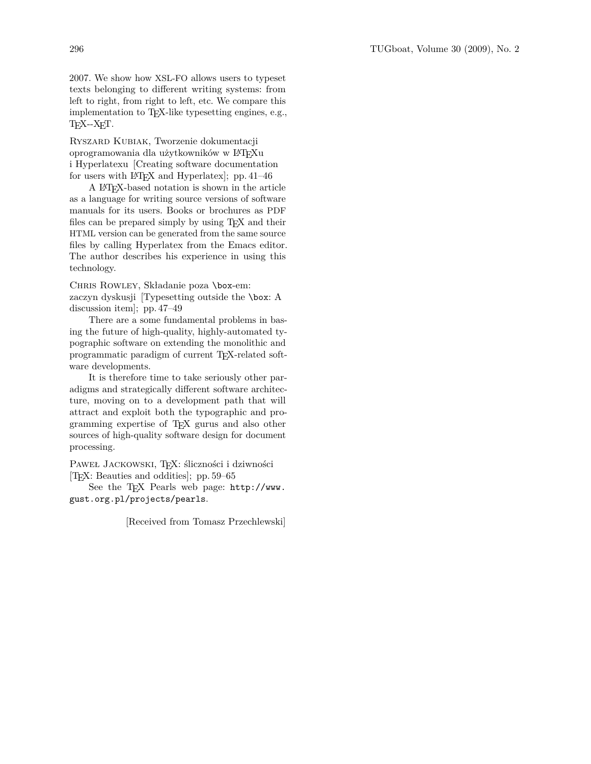2007. We show how XSL-FO allows users to typeset texts belonging to different writing systems: from left to right, from right to left, etc. We compare this implementation to TeX-like typesetting engines, e.g., TeX--XeT.

Ryszard Kubiak, Tworzenie dokumentacji oprogramowania dla użytkowników w LaTeXu i Hyperlatexu [Creating software documentation for users with LaTeX and Hyperlatex]; pp. 41–46

A LaTeX-based notation is shown in the article as a language for writing source versions of software manuals for its users. Books or brochures as PDF files can be prepared simply by using TeX and their HTML version can be generated from the same source files by calling Hyperlatex from the Emacs editor. The author describes his experience in using this technology.

Chris Rowley, Składanie poza `\box`-em: zaczyn dyskusji [Typesetting outside the `\box`: A discussion item]; pp. 47–49

There are a some fundamental problems in basing the future of high-quality, highly-automated typographic software on extending the monolithic and programmatic paradigm of current TeX-related software developments.

It is therefore time to take seriously other paradigms and strategically different software architecture, moving on to a development path that will attract and exploit both the typographic and programming expertise of TeX gurus and also other sources of high-quality software design for document processing.

Paweł Jackowski, TeX: śliczności i dziwności [TeX: Beauties and oddities]; pp. 59–65

See the TeX Pearls web page: `http://www.gust.org.pl/projects/pearls`.

[Received from Tomasz Przechlewski]